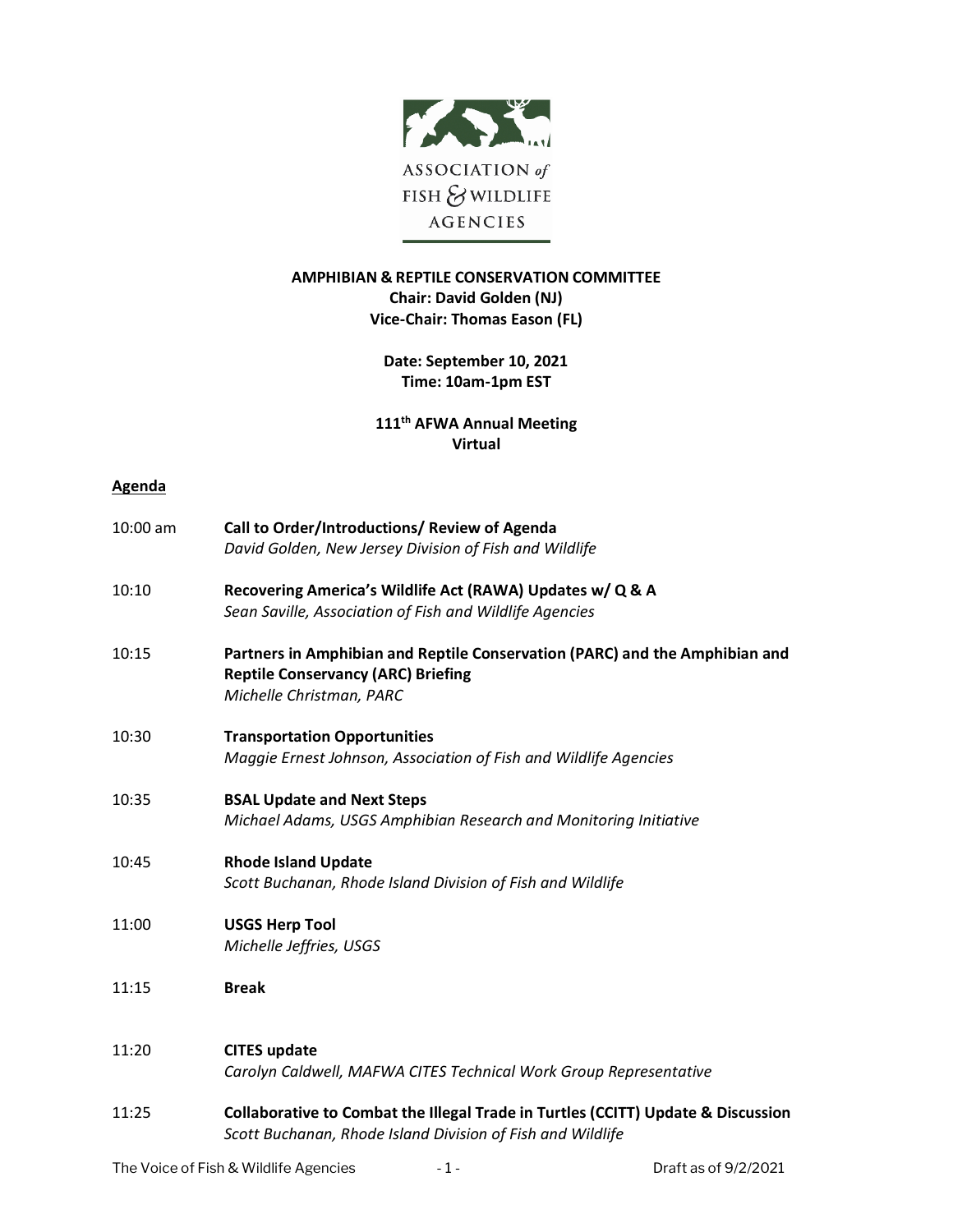ASSOCIATION of FISH & WILDLIFE AGENCIES

**AMPHIBIAN & REPTILE CONSERVATION COMMITTEE**
**Chair: David Golden (NJ)**
**Vice-Chair: Thomas Eason (FL)**

**Date: September 10, 2021**
**Time: 10am-1pm EST**

**111th AFWA Annual Meeting**
**Virtual**

## Agenda

| | |
|---|---|
| 10:00 am | **Call to Order/Introductions/ Review of Agenda**<br>*David Golden, New Jersey Division of Fish and Wildlife* |
| 10:10 | **Recovering America's Wildlife Act (RAWA) Updates w/ Q & A**<br>*Sean Saville, Association of Fish and Wildlife Agencies* |
| 10:15 | **Partners in Amphibian and Reptile Conservation (PARC) and the Amphibian and Reptile Conservancy (ARC) Briefing**<br>*Michelle Christman, PARC* |
| 10:30 | **Transportation Opportunities**<br>*Maggie Ernest Johnson, Association of Fish and Wildlife Agencies* |
| 10:35 | **BSAL Update and Next Steps**<br>*Michael Adams, USGS Amphibian Research and Monitoring Initiative* |
| 10:45 | **Rhode Island Update**<br>*Scott Buchanan, Rhode Island Division of Fish and Wildlife* |
| 11:00 | **USGS Herp Tool**<br>*Michelle Jeffries, USGS* |
| 11:15 | **Break** |
| 11:20 | **CITES update**<br>*Carolyn Caldwell, MAFWA CITES Technical Work Group Representative* |
| 11:25 | **Collaborative to Combat the Illegal Trade in Turtles (CCITT) Update & Discussion**<br>*Scott Buchanan, Rhode Island Division of Fish and Wildlife* |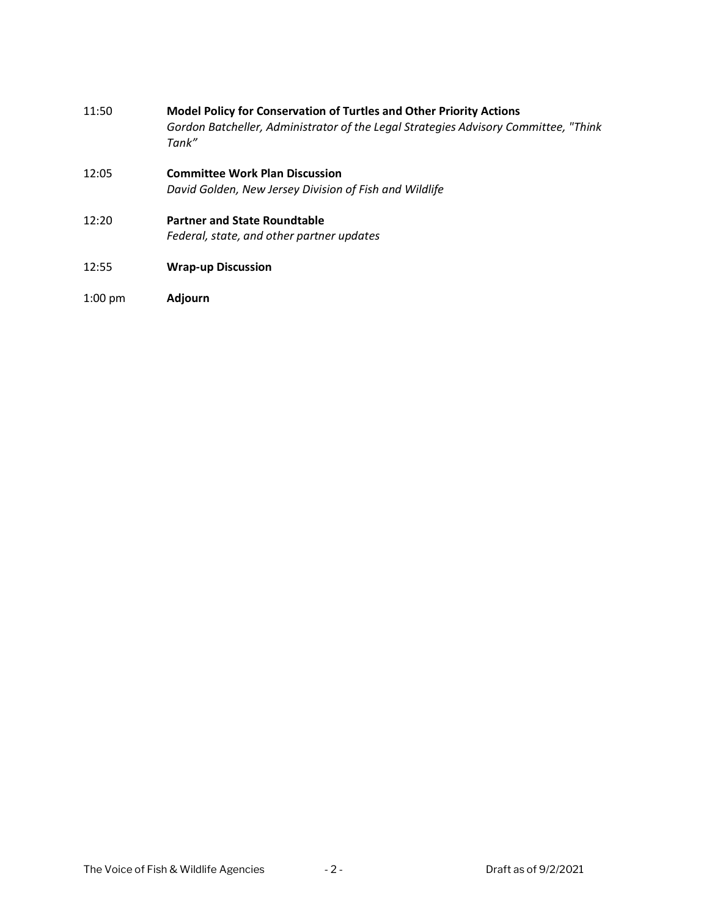11:50 **Model Policy for Conservation of Turtles and Other Priority Actions**
*Gordon Batcheller, Administrator of the Legal Strategies Advisory Committee, "Think Tank"*

12:05 **Committee Work Plan Discussion**
*David Golden, New Jersey Division of Fish and Wildlife*

12:20 **Partner and State Roundtable**
*Federal, state, and other partner updates*

12:55 **Wrap-up Discussion**

1:00 pm **Adjourn**